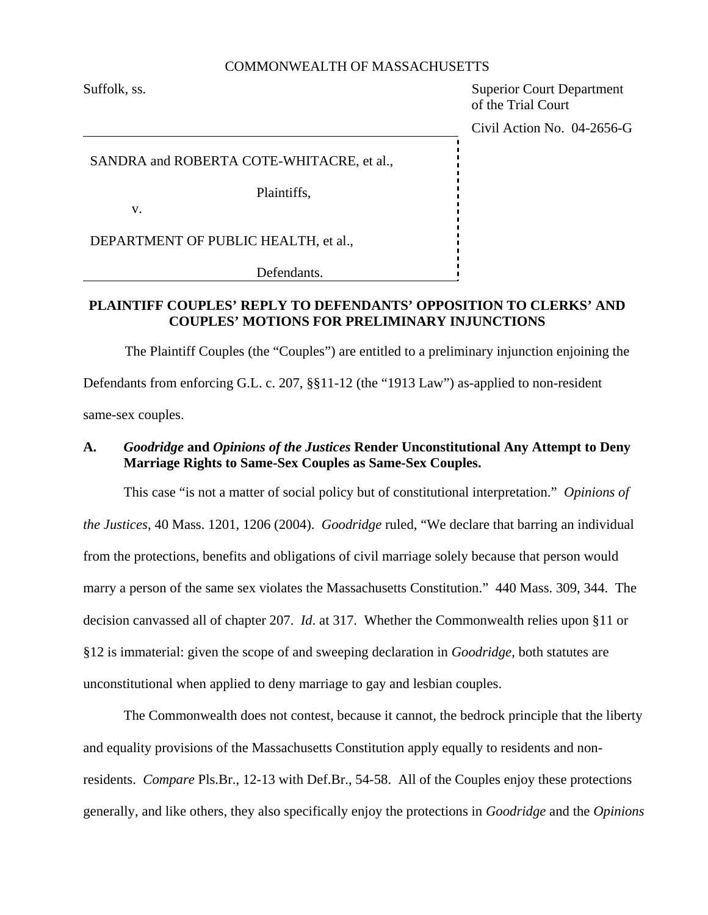COMMONWEALTH OF MASSACHUSETTS

Suffolk, ss.

Superior Court Department
of the Trial Court

Civil Action No. 04-2656-G

SANDRA and ROBERTA COTE-WHITACRE, et al.,

Plaintiffs,

v.

DEPARTMENT OF PUBLIC HEALTH, et al.,

Defendants.

**PLAINTIFF COUPLES' REPLY TO DEFENDANTS' OPPOSITION TO CLERKS' AND COUPLES' MOTIONS FOR PRELIMINARY INJUNCTIONS**

The Plaintiff Couples (the "Couples") are entitled to a preliminary injunction enjoining the Defendants from enforcing G.L. c. 207, §§11-12 (the "1913 Law") as-applied to non-resident same-sex couples.

## A. *Goodridge* and *Opinions of the Justices* Render Unconstitutional Any Attempt to Deny Marriage Rights to Same-Sex Couples as Same-Sex Couples.

This case "is not a matter of social policy but of constitutional interpretation." *Opinions of the Justices*, 40 Mass. 1201, 1206 (2004). *Goodridge* ruled, "We declare that barring an individual from the protections, benefits and obligations of civil marriage solely because that person would marry a person of the same sex violates the Massachusetts Constitution." 440 Mass. 309, 344. The decision canvassed all of chapter 207. *Id*. at 317. Whether the Commonwealth relies upon §11 or §12 is immaterial: given the scope of and sweeping declaration in *Goodridge*, both statutes are unconstitutional when applied to deny marriage to gay and lesbian couples.

The Commonwealth does not contest, because it cannot, the bedrock principle that the liberty and equality provisions of the Massachusetts Constitution apply equally to residents and non-residents. *Compare* Pls.Br., 12-13 with Def.Br., 54-58. All of the Couples enjoy these protections generally, and like others, they also specifically enjoy the protections in *Goodridge* and the *Opinions*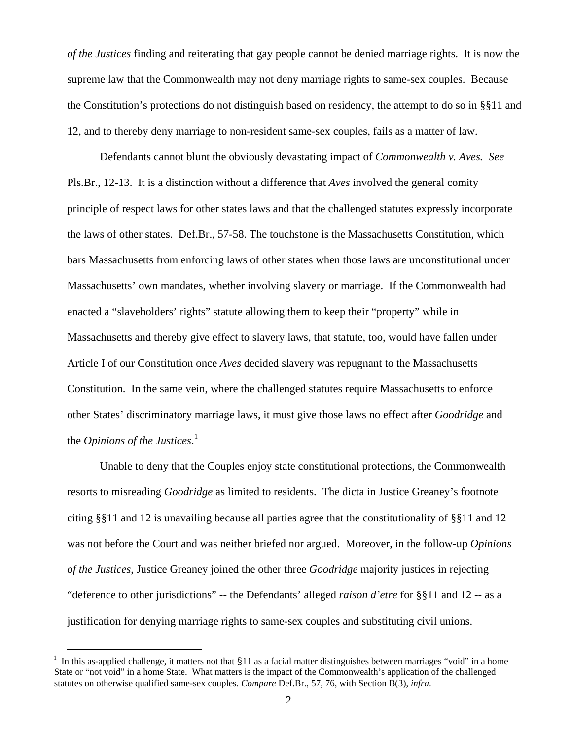*of the Justices* finding and reiterating that gay people cannot be denied marriage rights. It is now the supreme law that the Commonwealth may not deny marriage rights to same-sex couples. Because the Constitution's protections do not distinguish based on residency, the attempt to do so in §§11 and 12, and to thereby deny marriage to non-resident same-sex couples, fails as a matter of law.

Defendants cannot blunt the obviously devastating impact of *Commonwealth v. Aves. See* Pls.Br., 12-13. It is a distinction without a difference that *Aves* involved the general comity principle of respect laws for other states laws and that the challenged statutes expressly incorporate the laws of other states. Def.Br., 57-58. The touchstone is the Massachusetts Constitution, which bars Massachusetts from enforcing laws of other states when those laws are unconstitutional under Massachusetts' own mandates, whether involving slavery or marriage. If the Commonwealth had enacted a "slaveholders' rights" statute allowing them to keep their "property" while in Massachusetts and thereby give effect to slavery laws, that statute, too, would have fallen under Article I of our Constitution once *Aves* decided slavery was repugnant to the Massachusetts Constitution. In the same vein, where the challenged statutes require Massachusetts to enforce other States' discriminatory marriage laws, it must give those laws no effect after *Goodridge* and the *Opinions of the Justices*.[1]

Unable to deny that the Couples enjoy state constitutional protections, the Commonwealth resorts to misreading *Goodridge* as limited to residents. The dicta in Justice Greaney's footnote citing §§11 and 12 is unavailing because all parties agree that the constitutionality of §§11 and 12 was not before the Court and was neither briefed nor argued. Moreover, in the follow-up *Opinions of the Justices*, Justice Greaney joined the other three *Goodridge* majority justices in rejecting "deference to other jurisdictions" -- the Defendants' alleged *raison d'etre* for §§11 and 12 -- as a justification for denying marriage rights to same-sex couples and substituting civil unions.

---

[1] In this as-applied challenge, it matters not that §11 as a facial matter distinguishes between marriages "void" in a home State or "not void" in a home State. What matters is the impact of the Commonwealth's application of the challenged statutes on otherwise qualified same-sex couples. *Compare* Def.Br., 57, 76, with Section B(3), *infra*.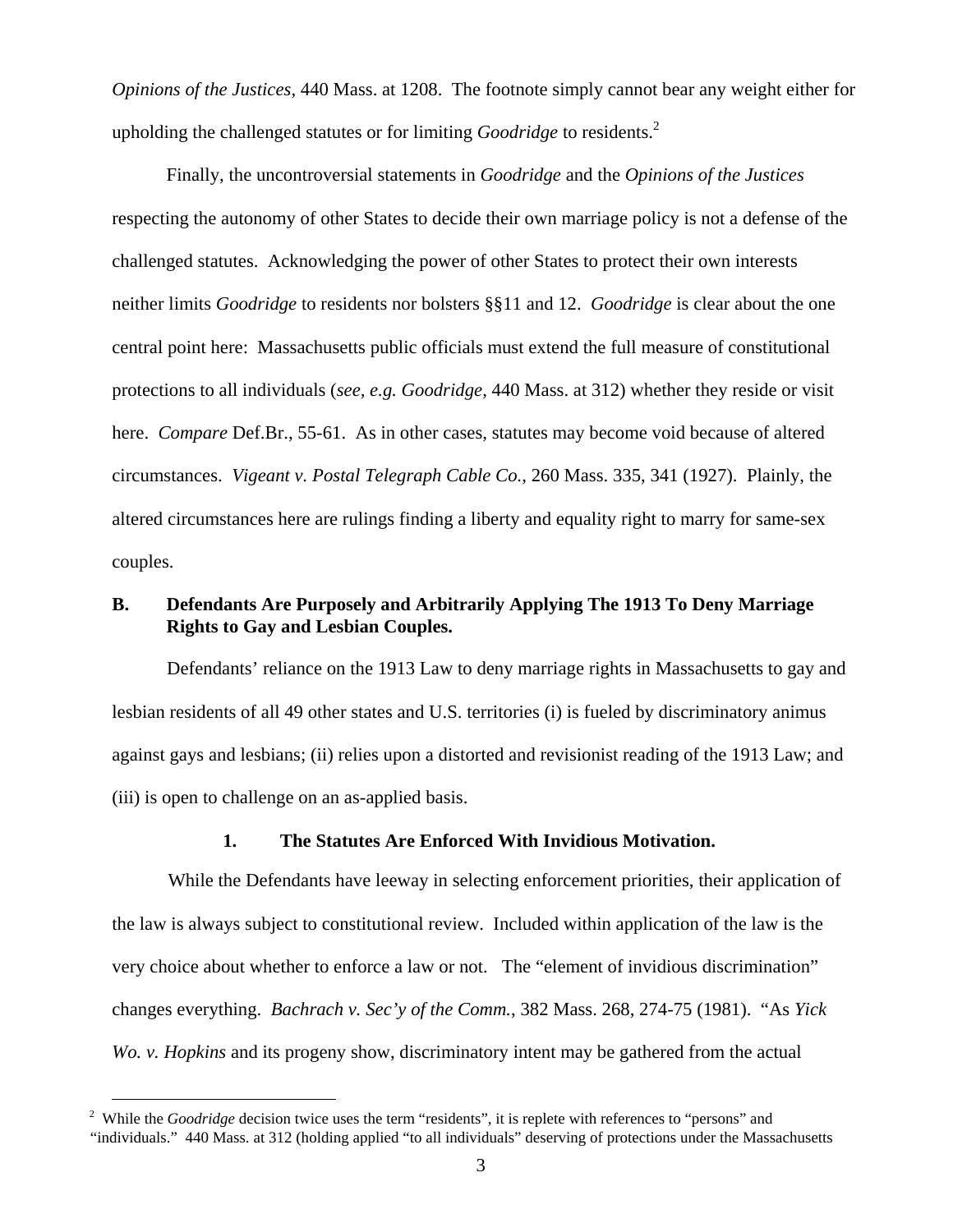*Opinions of the Justices*, 440 Mass. at 1208. The footnote simply cannot bear any weight either for upholding the challenged statutes or for limiting *Goodridge* to residents.[2]

Finally, the uncontroversial statements in *Goodridge* and the *Opinions of the Justices* respecting the autonomy of other States to decide their own marriage policy is not a defense of the challenged statutes. Acknowledging the power of other States to protect their own interests neither limits *Goodridge* to residents nor bolsters §§11 and 12. *Goodridge* is clear about the one central point here: Massachusetts public officials must extend the full measure of constitutional protections to all individuals (*see, e.g. Goodridge*, 440 Mass. at 312) whether they reside or visit here. *Compare* Def.Br., 55-61. As in other cases, statutes may become void because of altered circumstances. *Vigeant v. Postal Telegraph Cable Co.*, 260 Mass. 335, 341 (1927). Plainly, the altered circumstances here are rulings finding a liberty and equality right to marry for same-sex couples.

### B. Defendants Are Purposely and Arbitrarily Applying The 1913 To Deny Marriage Rights to Gay and Lesbian Couples.

Defendants' reliance on the 1913 Law to deny marriage rights in Massachusetts to gay and lesbian residents of all 49 other states and U.S. territories (i) is fueled by discriminatory animus against gays and lesbians; (ii) relies upon a distorted and revisionist reading of the 1913 Law; and (iii) is open to challenge on an as-applied basis.

#### 1. The Statutes Are Enforced With Invidious Motivation.

While the Defendants have leeway in selecting enforcement priorities, their application of the law is always subject to constitutional review. Included within application of the law is the very choice about whether to enforce a law or not. The "element of invidious discrimination" changes everything. *Bachrach v. Sec'y of the Comm.*, 382 Mass. 268, 274-75 (1981). "As *Yick Wo. v. Hopkins* and its progeny show, discriminatory intent may be gathered from the actual

---

[2] While the *Goodridge* decision twice uses the term "residents", it is replete with references to "persons" and "individuals." 440 Mass. at 312 (holding applied "to all individuals" deserving of protections under the Massachusetts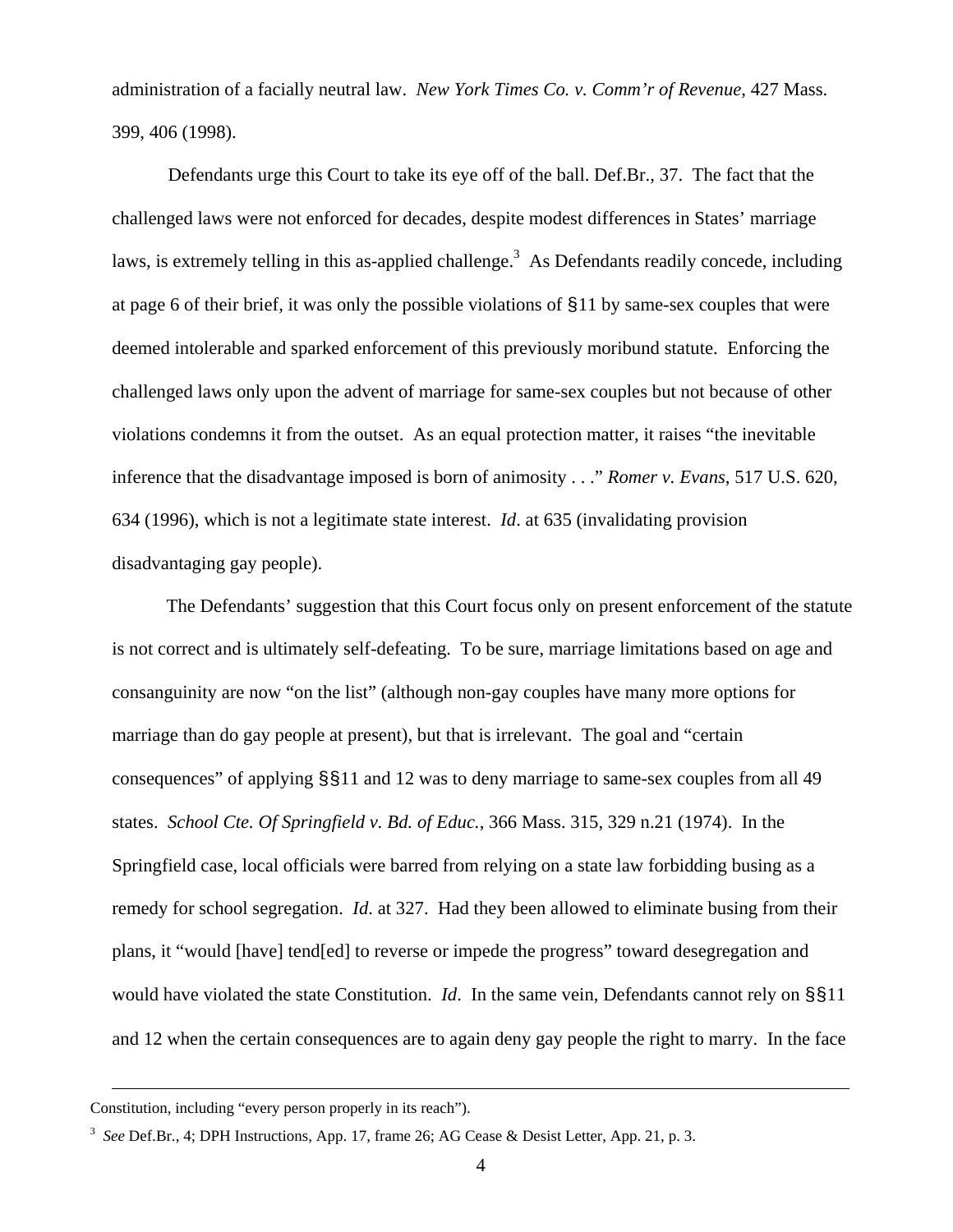administration of a facially neutral law. *New York Times Co. v. Comm'r of Revenue*, 427 Mass. 399, 406 (1998).

Defendants urge this Court to take its eye off of the ball. Def.Br., 37. The fact that the challenged laws were not enforced for decades, despite modest differences in States' marriage laws, is extremely telling in this as-applied challenge.[3] As Defendants readily concede, including at page 6 of their brief, it was only the possible violations of §11 by same-sex couples that were deemed intolerable and sparked enforcement of this previously moribund statute. Enforcing the challenged laws only upon the advent of marriage for same-sex couples but not because of other violations condemns it from the outset. As an equal protection matter, it raises "the inevitable inference that the disadvantage imposed is born of animosity . . ." *Romer v. Evans*, 517 U.S. 620, 634 (1996), which is not a legitimate state interest. *Id*. at 635 (invalidating provision disadvantaging gay people).

The Defendants' suggestion that this Court focus only on present enforcement of the statute is not correct and is ultimately self-defeating. To be sure, marriage limitations based on age and consanguinity are now "on the list" (although non-gay couples have many more options for marriage than do gay people at present), but that is irrelevant. The goal and "certain consequences" of applying §§11 and 12 was to deny marriage to same-sex couples from all 49 states. *School Cte. Of Springfield v. Bd. of Educ.*, 366 Mass. 315, 329 n.21 (1974). In the Springfield case, local officials were barred from relying on a state law forbidding busing as a remedy for school segregation. *Id*. at 327. Had they been allowed to eliminate busing from their plans, it "would [have] tend[ed] to reverse or impede the progress" toward desegregation and would have violated the state Constitution. *Id*. In the same vein, Defendants cannot rely on §§11 and 12 when the certain consequences are to again deny gay people the right to marry. In the face

---

Constitution, including "every person properly in its reach").

[3] *See* Def.Br., 4; DPH Instructions, App. 17, frame 26; AG Cease & Desist Letter, App. 21, p. 3.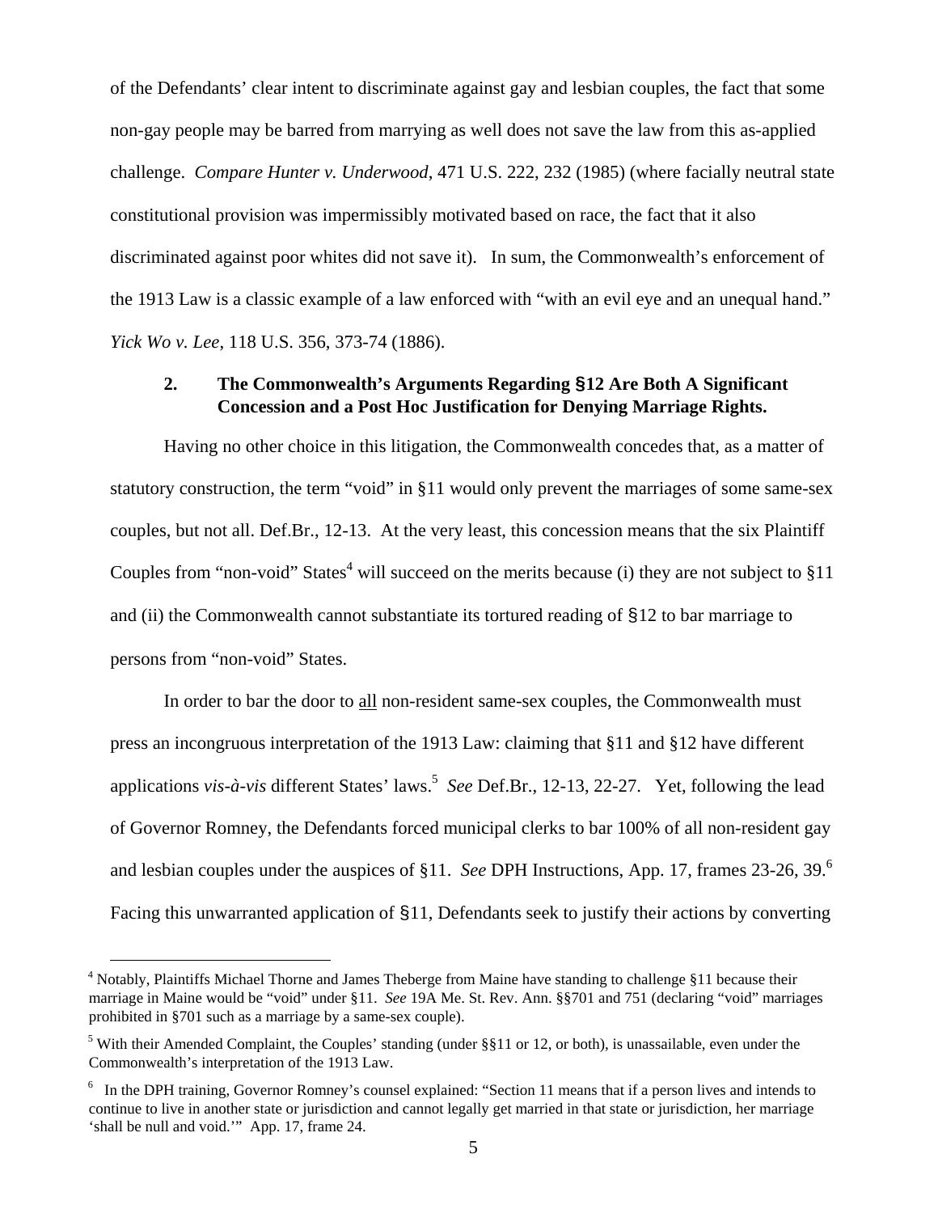of the Defendants' clear intent to discriminate against gay and lesbian couples, the fact that some non-gay people may be barred from marrying as well does not save the law from this as-applied challenge. *Compare Hunter v. Underwood*, 471 U.S. 222, 232 (1985) (where facially neutral state constitutional provision was impermissibly motivated based on race, the fact that it also discriminated against poor whites did not save it). In sum, the Commonwealth's enforcement of the 1913 Law is a classic example of a law enforced with "with an evil eye and an unequal hand." *Yick Wo v. Lee*, 118 U.S. 356, 373-74 (1886).

### 2. The Commonwealth's Arguments Regarding §12 Are Both A Significant Concession and a Post Hoc Justification for Denying Marriage Rights.

Having no other choice in this litigation, the Commonwealth concedes that, as a matter of statutory construction, the term "void" in §11 would only prevent the marriages of some same-sex couples, but not all. Def.Br., 12-13. At the very least, this concession means that the six Plaintiff Couples from "non-void" States[4] will succeed on the merits because (i) they are not subject to §11 and (ii) the Commonwealth cannot substantiate its tortured reading of §12 to bar marriage to persons from "non-void" States.

In order to bar the door to <u>all</u> non-resident same-sex couples, the Commonwealth must press an incongruous interpretation of the 1913 Law: claiming that §11 and §12 have different applications *vis-à-vis* different States' laws.[5] *See* Def.Br., 12-13, 22-27. Yet, following the lead of Governor Romney, the Defendants forced municipal clerks to bar 100% of all non-resident gay and lesbian couples under the auspices of §11. *See* DPH Instructions, App. 17, frames 23-26, 39.[6] Facing this unwarranted application of §11, Defendants seek to justify their actions by converting

---

[4] Notably, Plaintiffs Michael Thorne and James Theberge from Maine have standing to challenge §11 because their marriage in Maine would be "void" under §11. *See* 19A Me. St. Rev. Ann. §§701 and 751 (declaring "void" marriages prohibited in §701 such as a marriage by a same-sex couple).

[5] With their Amended Complaint, the Couples' standing (under §§11 or 12, or both), is unassailable, even under the Commonwealth's interpretation of the 1913 Law.

[6] In the DPH training, Governor Romney's counsel explained: "Section 11 means that if a person lives and intends to continue to live in another state or jurisdiction and cannot legally get married in that state or jurisdiction, her marriage 'shall be null and void.'" App. 17, frame 24.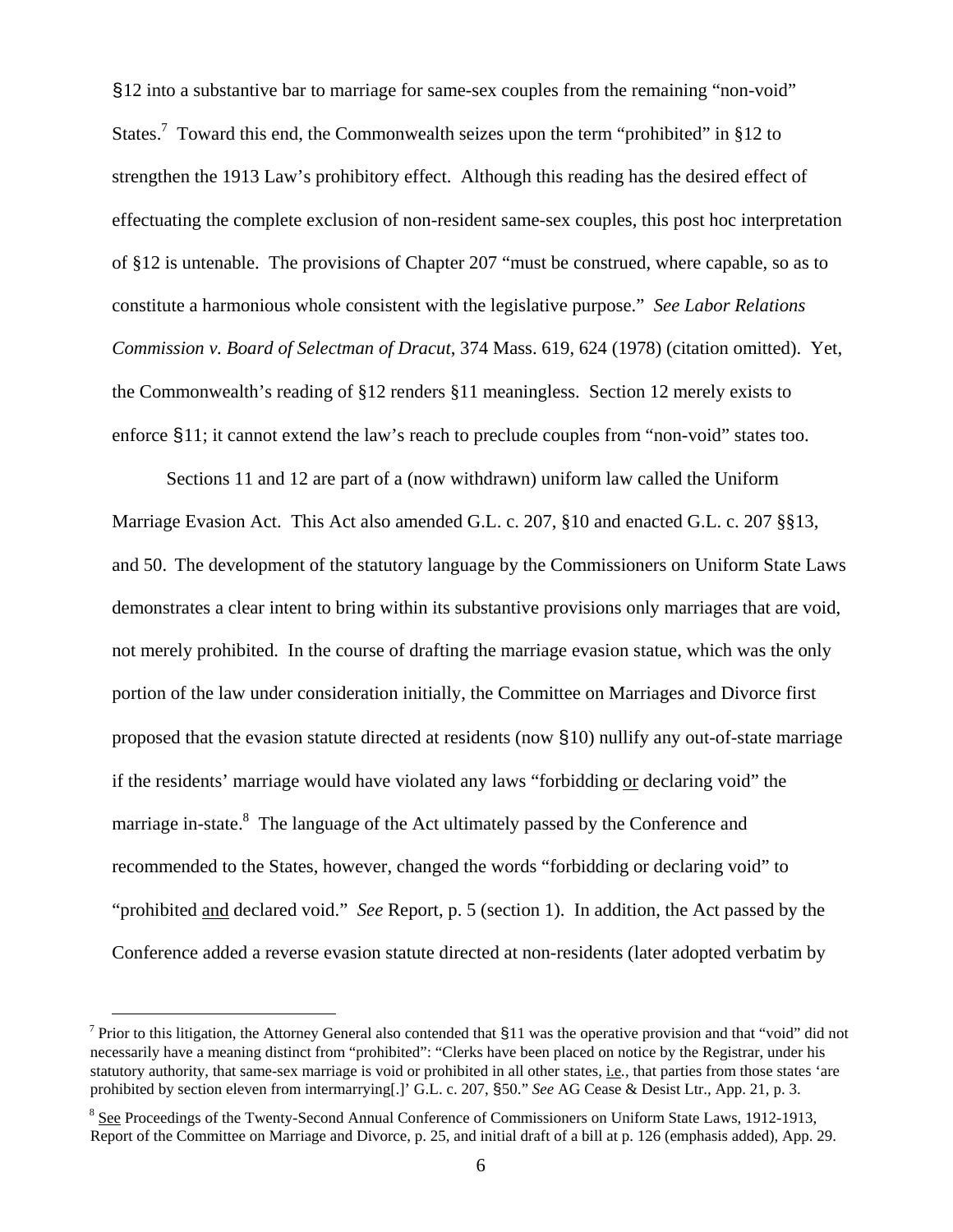§12 into a substantive bar to marriage for same-sex couples from the remaining "non-void" States.[7] Toward this end, the Commonwealth seizes upon the term "prohibited" in §12 to strengthen the 1913 Law's prohibitory effect. Although this reading has the desired effect of effectuating the complete exclusion of non-resident same-sex couples, this post hoc interpretation of §12 is untenable. The provisions of Chapter 207 "must be construed, where capable, so as to constitute a harmonious whole consistent with the legislative purpose." *See Labor Relations Commission v. Board of Selectman of Dracut*, 374 Mass. 619, 624 (1978) (citation omitted). Yet, the Commonwealth's reading of §12 renders §11 meaningless. Section 12 merely exists to enforce §11; it cannot extend the law's reach to preclude couples from "non-void" states too.

Sections 11 and 12 are part of a (now withdrawn) uniform law called the Uniform Marriage Evasion Act. This Act also amended G.L. c. 207, §10 and enacted G.L. c. 207 §§13, and 50. The development of the statutory language by the Commissioners on Uniform State Laws demonstrates a clear intent to bring within its substantive provisions only marriages that are void, not merely prohibited. In the course of drafting the marriage evasion statue, which was the only portion of the law under consideration initially, the Committee on Marriages and Divorce first proposed that the evasion statute directed at residents (now §10) nullify any out-of-state marriage if the residents' marriage would have violated any laws "forbidding <u>or</u> declaring void" the marriage in-state.[8] The language of the Act ultimately passed by the Conference and recommended to the States, however, changed the words "forbidding or declaring void" to "prohibited <u>and</u> declared void." *See* Report, p. 5 (section 1). In addition, the Act passed by the Conference added a reverse evasion statute directed at non-residents (later adopted verbatim by

---

[7] Prior to this litigation, the Attorney General also contended that §11 was the operative provision and that "void" did not necessarily have a meaning distinct from "prohibited": "Clerks have been placed on notice by the Registrar, under his statutory authority, that same-sex marriage is void or prohibited in all other states, <u>i.e.</u>, that parties from those states 'are prohibited by section eleven from intermarrying[.]' G.L. c. 207, §50." *See* AG Cease & Desist Ltr., App. 21, p. 3.

[8] <u>See</u> Proceedings of the Twenty-Second Annual Conference of Commissioners on Uniform State Laws, 1912-1913, Report of the Committee on Marriage and Divorce, p. 25, and initial draft of a bill at p. 126 (emphasis added), App. 29.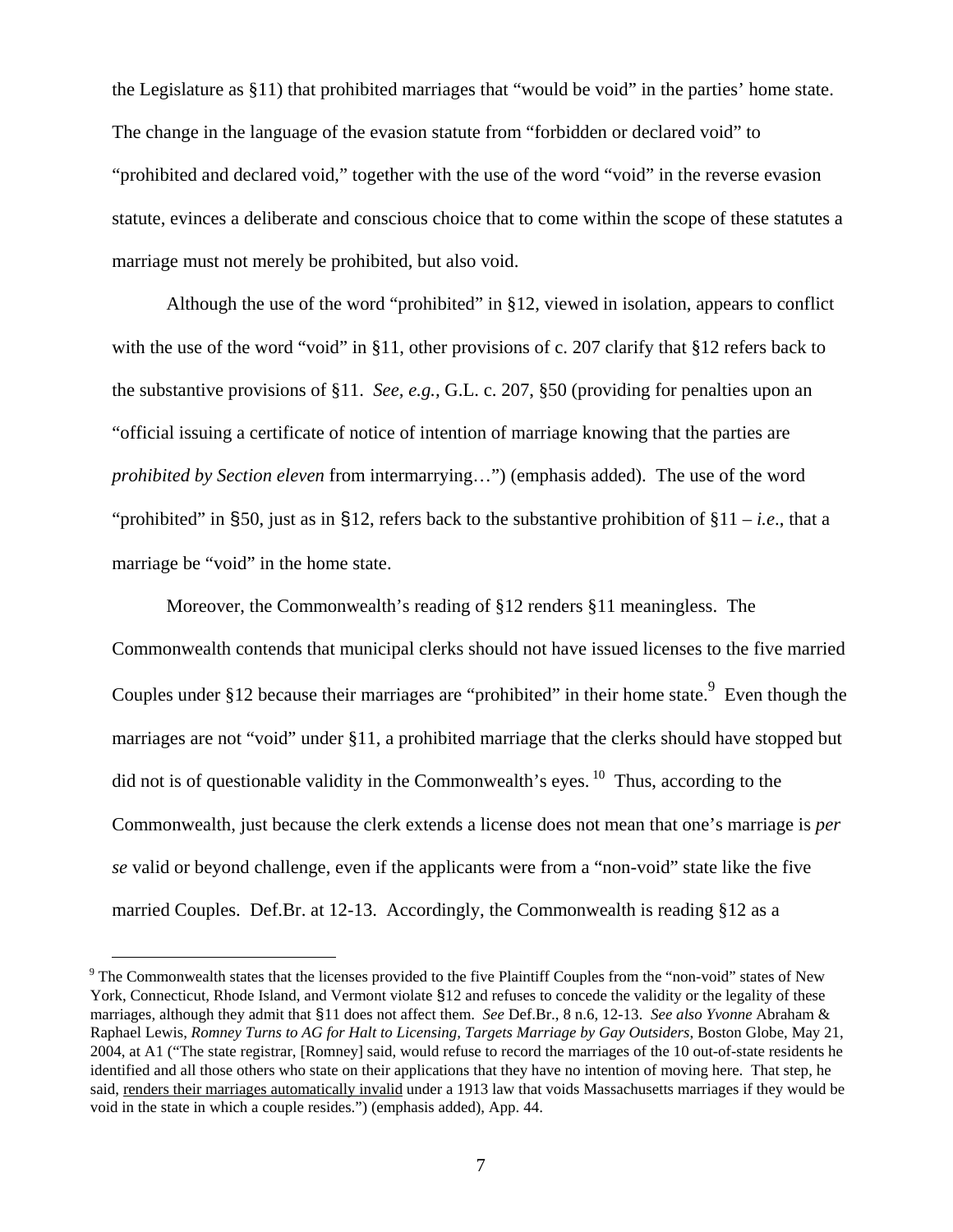the Legislature as §11) that prohibited marriages that "would be void" in the parties' home state. The change in the language of the evasion statute from "forbidden or declared void" to "prohibited and declared void," together with the use of the word "void" in the reverse evasion statute, evinces a deliberate and conscious choice that to come within the scope of these statutes a marriage must not merely be prohibited, but also void.

Although the use of the word "prohibited" in §12, viewed in isolation, appears to conflict with the use of the word "void" in §11, other provisions of c. 207 clarify that §12 refers back to the substantive provisions of §11. *See, e.g.*, G.L. c. 207, §50 (providing for penalties upon an "official issuing a certificate of notice of intention of marriage knowing that the parties are *prohibited by Section eleven* from intermarrying…") (emphasis added). The use of the word "prohibited" in §50, just as in §12, refers back to the substantive prohibition of §11 – *i.e.*, that a marriage be "void" in the home state.

Moreover, the Commonwealth's reading of §12 renders §11 meaningless. The Commonwealth contends that municipal clerks should not have issued licenses to the five married Couples under §12 because their marriages are "prohibited" in their home state.[9] Even though the marriages are not "void" under §11, a prohibited marriage that the clerks should have stopped but did not is of questionable validity in the Commonwealth's eyes.[10] Thus, according to the Commonwealth, just because the clerk extends a license does not mean that one's marriage is *per se* valid or beyond challenge, even if the applicants were from a "non-void" state like the five married Couples. Def.Br. at 12-13. Accordingly, the Commonwealth is reading §12 as a

---

[9] The Commonwealth states that the licenses provided to the five Plaintiff Couples from the "non-void" states of New York, Connecticut, Rhode Island, and Vermont violate §12 and refuses to concede the validity or the legality of these marriages, although they admit that §11 does not affect them. *See* Def.Br., 8 n.6, 12-13. *See also Yvonne* Abraham & Raphael Lewis, *Romney Turns to AG for Halt to Licensing, Targets Marriage by Gay Outsiders*, Boston Globe, May 21, 2004, at A1 ("The state registrar, [Romney] said, would refuse to record the marriages of the 10 out-of-state residents he identified and all those others who state on their applications that they have no intention of moving here. That step, he said, <u>renders their marriages automatically invalid</u> under a 1913 law that voids Massachusetts marriages if they would be void in the state in which a couple resides.") (emphasis added), App. 44.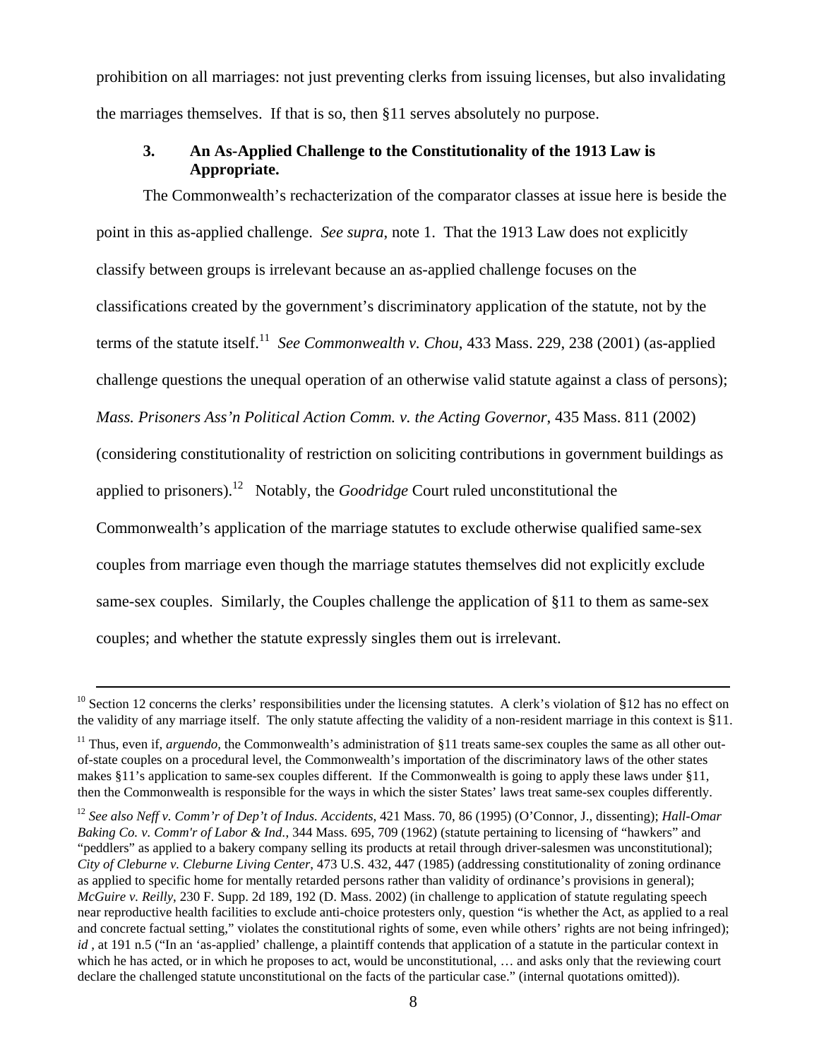prohibition on all marriages: not just preventing clerks from issuing licenses, but also invalidating the marriages themselves. If that is so, then §11 serves absolutely no purpose.

### 3. An As-Applied Challenge to the Constitutionality of the 1913 Law is Appropriate.

The Commonwealth's rechacterization of the comparator classes at issue here is beside the point in this as-applied challenge. *See supra,* note 1. That the 1913 Law does not explicitly classify between groups is irrelevant because an as-applied challenge focuses on the classifications created by the government's discriminatory application of the statute, not by the terms of the statute itself.[11] *See Commonwealth v. Chou*, 433 Mass. 229, 238 (2001) (as-applied challenge questions the unequal operation of an otherwise valid statute against a class of persons); *Mass. Prisoners Ass'n Political Action Comm. v. the Acting Governor*, 435 Mass. 811 (2002) (considering constitutionality of restriction on soliciting contributions in government buildings as applied to prisoners).[12] Notably, the *Goodridge* Court ruled unconstitutional the Commonwealth's application of the marriage statutes to exclude otherwise qualified same-sex couples from marriage even though the marriage statutes themselves did not explicitly exclude same-sex couples. Similarly, the Couples challenge the application of §11 to them as same-sex couples; and whether the statute expressly singles them out is irrelevant.

---

[10] Section 12 concerns the clerks' responsibilities under the licensing statutes. A clerk's violation of §12 has no effect on the validity of any marriage itself. The only statute affecting the validity of a non-resident marriage in this context is §11.

[11] Thus, even if, *arguendo,* the Commonwealth's administration of §11 treats same-sex couples the same as all other out-of-state couples on a procedural level, the Commonwealth's importation of the discriminatory laws of the other states makes §11's application to same-sex couples different. If the Commonwealth is going to apply these laws under §11, then the Commonwealth is responsible for the ways in which the sister States' laws treat same-sex couples differently.

[12] *See also Neff v. Comm'r of Dep't of Indus. Accidents*, 421 Mass. 70, 86 (1995) (O'Connor, J., dissenting); *Hall-Omar Baking Co. v. Comm'r of Labor & Ind.*, 344 Mass. 695, 709 (1962) (statute pertaining to licensing of "hawkers" and "peddlers" as applied to a bakery company selling its products at retail through driver-salesmen was unconstitutional); *City of Cleburne v. Cleburne Living Center*, 473 U.S. 432, 447 (1985) (addressing constitutionality of zoning ordinance as applied to specific home for mentally retarded persons rather than validity of ordinance's provisions in general); *McGuire v. Reilly*, 230 F. Supp. 2d 189, 192 (D. Mass. 2002) (in challenge to application of statute regulating speech near reproductive health facilities to exclude anti-choice protesters only, question "is whether the Act, as applied to a real and concrete factual setting," violates the constitutional rights of some, even while others' rights are not being infringed); *id* , at 191 n.5 ("In an 'as-applied' challenge, a plaintiff contends that application of a statute in the particular context in which he has acted, or in which he proposes to act, would be unconstitutional, … and asks only that the reviewing court declare the challenged statute unconstitutional on the facts of the particular case." (internal quotations omitted)).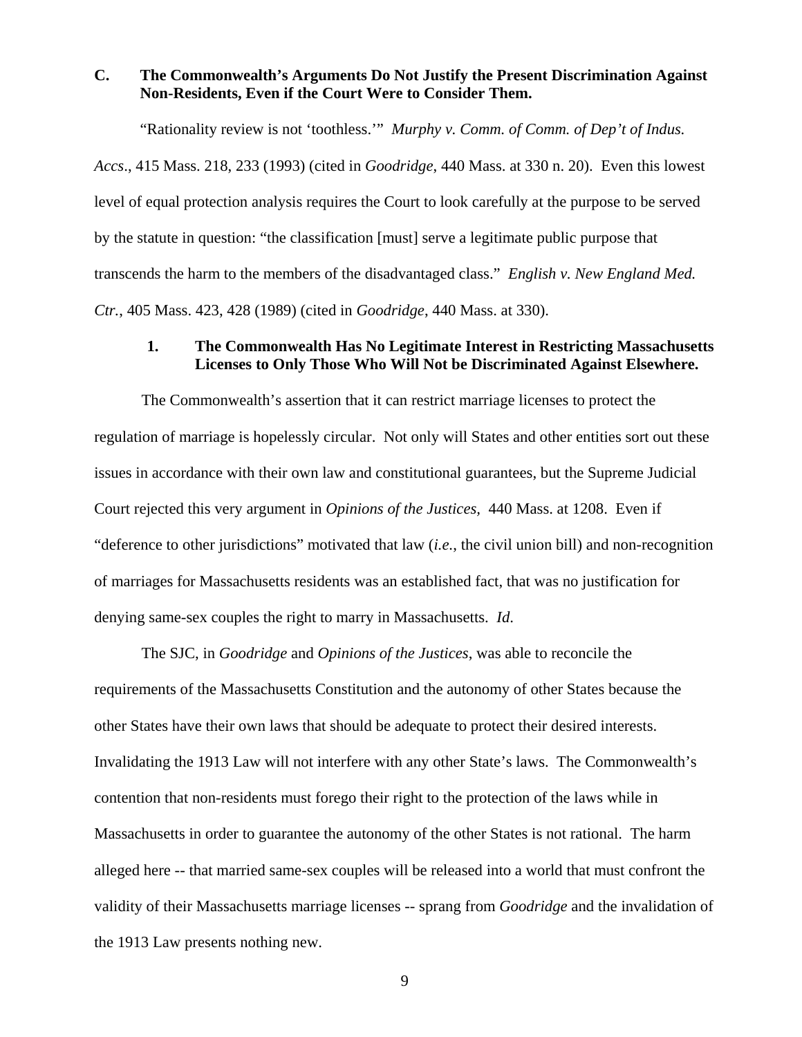### C. The Commonwealth's Arguments Do Not Justify the Present Discrimination Against Non-Residents, Even if the Court Were to Consider Them.

"Rationality review is not 'toothless.'" *Murphy v. Comm. of Comm. of Dep't of Indus. Accs*., 415 Mass. 218, 233 (1993) (cited in *Goodridge*, 440 Mass. at 330 n. 20). Even this lowest level of equal protection analysis requires the Court to look carefully at the purpose to be served by the statute in question: "the classification [must] serve a legitimate public purpose that transcends the harm to the members of the disadvantaged class." *English v. New England Med. Ctr.*, 405 Mass. 423, 428 (1989) (cited in *Goodridge*, 440 Mass. at 330).

#### 1. The Commonwealth Has No Legitimate Interest in Restricting Massachusetts Licenses to Only Those Who Will Not be Discriminated Against Elsewhere.

The Commonwealth's assertion that it can restrict marriage licenses to protect the regulation of marriage is hopelessly circular. Not only will States and other entities sort out these issues in accordance with their own law and constitutional guarantees, but the Supreme Judicial Court rejected this very argument in *Opinions of the Justices,* 440 Mass. at 1208. Even if "deference to other jurisdictions" motivated that law (*i.e.*, the civil union bill) and non-recognition of marriages for Massachusetts residents was an established fact, that was no justification for denying same-sex couples the right to marry in Massachusetts. *Id*.

The SJC, in *Goodridge* and *Opinions of the Justices*, was able to reconcile the requirements of the Massachusetts Constitution and the autonomy of other States because the other States have their own laws that should be adequate to protect their desired interests. Invalidating the 1913 Law will not interfere with any other State's laws. The Commonwealth's contention that non-residents must forego their right to the protection of the laws while in Massachusetts in order to guarantee the autonomy of the other States is not rational. The harm alleged here -- that married same-sex couples will be released into a world that must confront the validity of their Massachusetts marriage licenses -- sprang from *Goodridge* and the invalidation of the 1913 Law presents nothing new.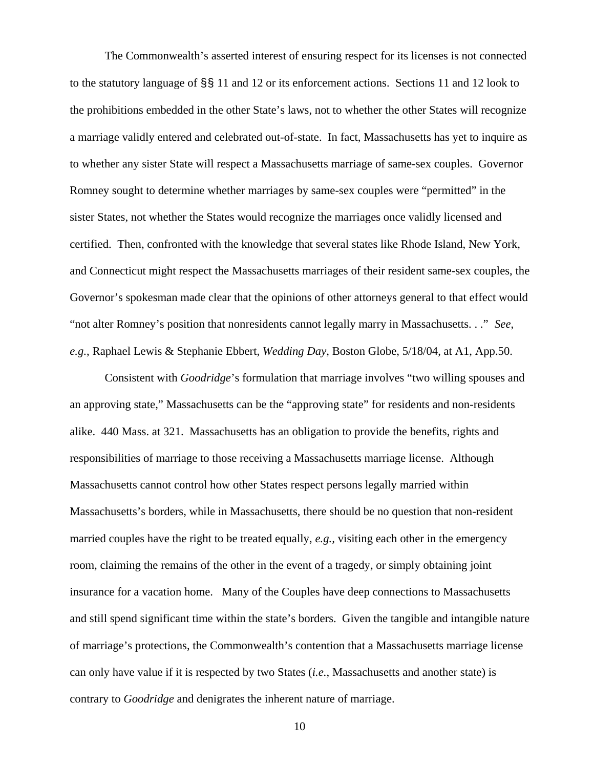The Commonwealth's asserted interest of ensuring respect for its licenses is not connected to the statutory language of §§ 11 and 12 or its enforcement actions. Sections 11 and 12 look to the prohibitions embedded in the other State's laws, not to whether the other States will recognize a marriage validly entered and celebrated out-of-state. In fact, Massachusetts has yet to inquire as to whether any sister State will respect a Massachusetts marriage of same-sex couples. Governor Romney sought to determine whether marriages by same-sex couples were "permitted" in the sister States, not whether the States would recognize the marriages once validly licensed and certified. Then, confronted with the knowledge that several states like Rhode Island, New York, and Connecticut might respect the Massachusetts marriages of their resident same-sex couples, the Governor's spokesman made clear that the opinions of other attorneys general to that effect would "not alter Romney's position that nonresidents cannot legally marry in Massachusetts. . ." *See, e.g.*, Raphael Lewis & Stephanie Ebbert, *Wedding Day*, Boston Globe, 5/18/04, at A1, App.50.

Consistent with *Goodridge*'s formulation that marriage involves "two willing spouses and an approving state," Massachusetts can be the "approving state" for residents and non-residents alike. 440 Mass. at 321. Massachusetts has an obligation to provide the benefits, rights and responsibilities of marriage to those receiving a Massachusetts marriage license. Although Massachusetts cannot control how other States respect persons legally married within Massachusetts's borders, while in Massachusetts, there should be no question that non-resident married couples have the right to be treated equally, *e.g.,* visiting each other in the emergency room, claiming the remains of the other in the event of a tragedy, or simply obtaining joint insurance for a vacation home. Many of the Couples have deep connections to Massachusetts and still spend significant time within the state's borders. Given the tangible and intangible nature of marriage's protections, the Commonwealth's contention that a Massachusetts marriage license can only have value if it is respected by two States (*i.e.*, Massachusetts and another state) is contrary to *Goodridge* and denigrates the inherent nature of marriage.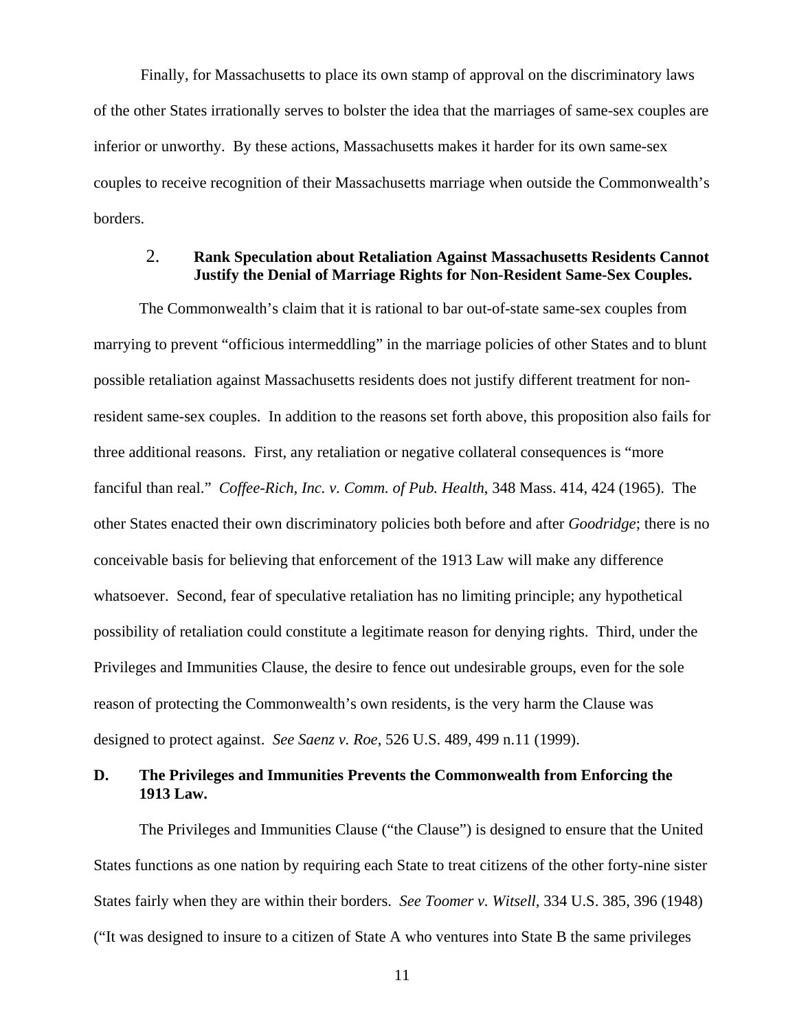Finally, for Massachusetts to place its own stamp of approval on the discriminatory laws of the other States irrationally serves to bolster the idea that the marriages of same-sex couples are inferior or unworthy. By these actions, Massachusetts makes it harder for its own same-sex couples to receive recognition of their Massachusetts marriage when outside the Commonwealth's borders.

### 2. Rank Speculation about Retaliation Against Massachusetts Residents Cannot Justify the Denial of Marriage Rights for Non-Resident Same-Sex Couples.

The Commonwealth's claim that it is rational to bar out-of-state same-sex couples from marrying to prevent "officious intermeddling" in the marriage policies of other States and to blunt possible retaliation against Massachusetts residents does not justify different treatment for non-resident same-sex couples. In addition to the reasons set forth above, this proposition also fails for three additional reasons. First, any retaliation or negative collateral consequences is "more fanciful than real." *Coffee-Rich, Inc. v. Comm. of Pub. Health*, 348 Mass. 414, 424 (1965). The other States enacted their own discriminatory policies both before and after *Goodridge*; there is no conceivable basis for believing that enforcement of the 1913 Law will make any difference whatsoever. Second, fear of speculative retaliation has no limiting principle; any hypothetical possibility of retaliation could constitute a legitimate reason for denying rights. Third, under the Privileges and Immunities Clause, the desire to fence out undesirable groups, even for the sole reason of protecting the Commonwealth's own residents, is the very harm the Clause was designed to protect against. *See Saenz v. Roe*, 526 U.S. 489, 499 n.11 (1999).

## D. The Privileges and Immunities Prevents the Commonwealth from Enforcing the 1913 Law.

The Privileges and Immunities Clause ("the Clause") is designed to ensure that the United States functions as one nation by requiring each State to treat citizens of the other forty-nine sister States fairly when they are within their borders. *See Toomer v. Witsell*, 334 U.S. 385, 396 (1948) ("It was designed to insure to a citizen of State A who ventures into State B the same privileges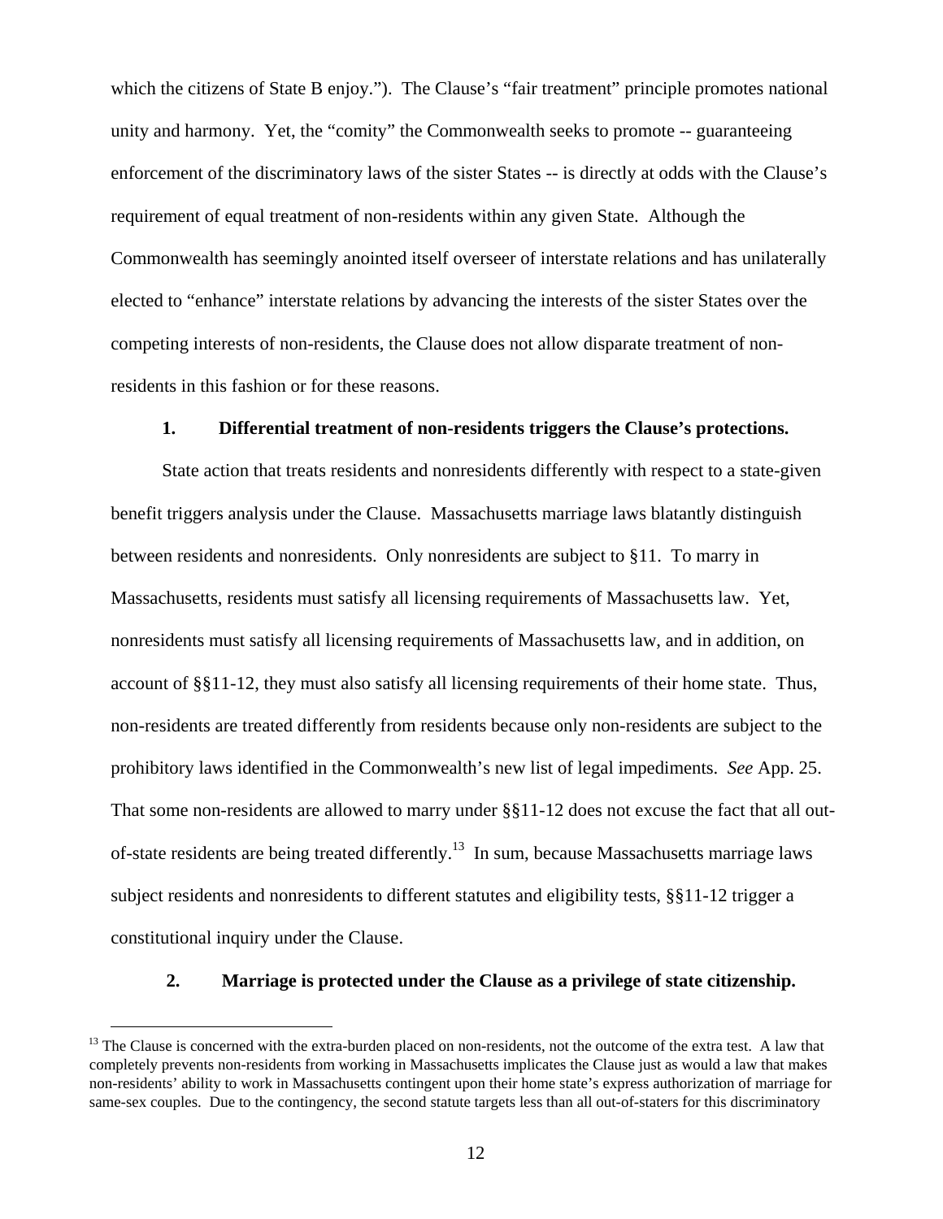which the citizens of State B enjoy."). The Clause's "fair treatment" principle promotes national unity and harmony. Yet, the "comity" the Commonwealth seeks to promote -- guaranteeing enforcement of the discriminatory laws of the sister States -- is directly at odds with the Clause's requirement of equal treatment of non-residents within any given State. Although the Commonwealth has seemingly anointed itself overseer of interstate relations and has unilaterally elected to "enhance" interstate relations by advancing the interests of the sister States over the competing interests of non-residents, the Clause does not allow disparate treatment of non-residents in this fashion or for these reasons.

**1. Differential treatment of non-residents triggers the Clause's protections.**

State action that treats residents and nonresidents differently with respect to a state-given benefit triggers analysis under the Clause. Massachusetts marriage laws blatantly distinguish between residents and nonresidents. Only nonresidents are subject to §11. To marry in Massachusetts, residents must satisfy all licensing requirements of Massachusetts law. Yet, nonresidents must satisfy all licensing requirements of Massachusetts law, and in addition, on account of §§11-12, they must also satisfy all licensing requirements of their home state. Thus, non-residents are treated differently from residents because only non-residents are subject to the prohibitory laws identified in the Commonwealth's new list of legal impediments. *See* App. 25. That some non-residents are allowed to marry under §§11-12 does not excuse the fact that all out-of-state residents are being treated differently.[13] In sum, because Massachusetts marriage laws subject residents and nonresidents to different statutes and eligibility tests, §§11-12 trigger a constitutional inquiry under the Clause.

**2. Marriage is protected under the Clause as a privilege of state citizenship.**

[13] The Clause is concerned with the extra-burden placed on non-residents, not the outcome of the extra test. A law that completely prevents non-residents from working in Massachusetts implicates the Clause just as would a law that makes non-residents' ability to work in Massachusetts contingent upon their home state's express authorization of marriage for same-sex couples. Due to the contingency, the second statute targets less than all out-of-staters for this discriminatory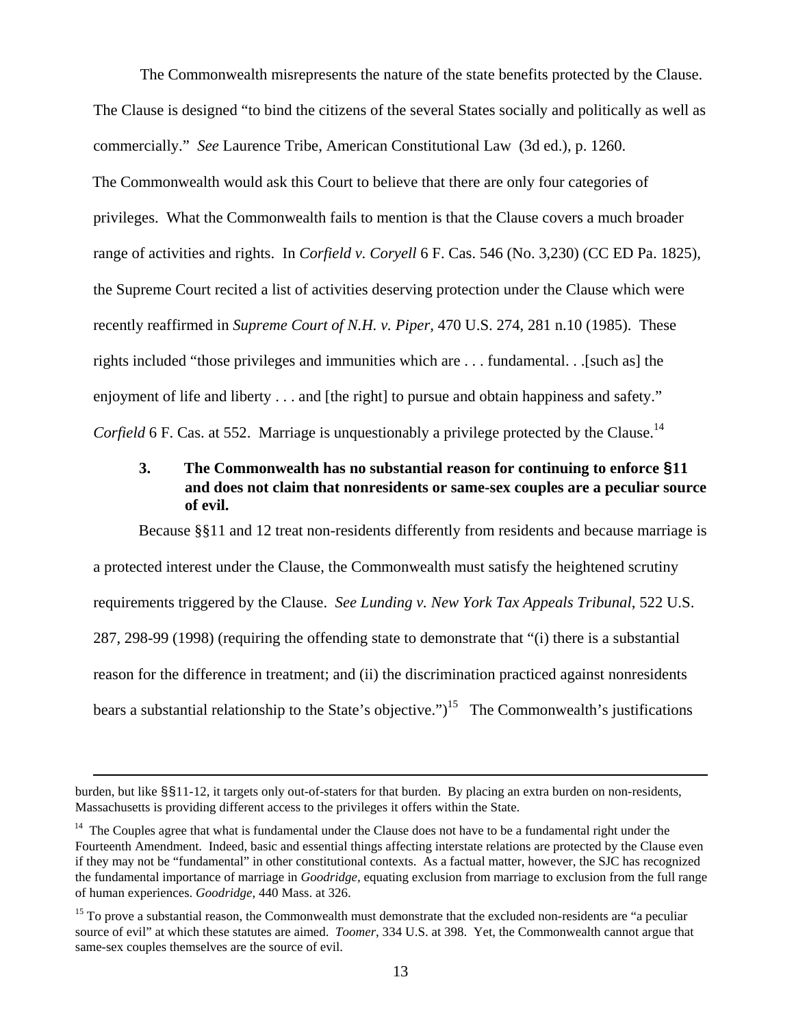The Commonwealth misrepresents the nature of the state benefits protected by the Clause. The Clause is designed "to bind the citizens of the several States socially and politically as well as commercially." *See* Laurence Tribe, American Constitutional Law (3d ed.), p. 1260. The Commonwealth would ask this Court to believe that there are only four categories of privileges. What the Commonwealth fails to mention is that the Clause covers a much broader range of activities and rights. In *Corfield v. Coryell* 6 F. Cas. 546 (No. 3,230) (CC ED Pa. 1825), the Supreme Court recited a list of activities deserving protection under the Clause which were recently reaffirmed in *Supreme Court of N.H. v. Piper*, 470 U.S. 274, 281 n.10 (1985). These rights included "those privileges and immunities which are . . . fundamental. . .[such as] the enjoyment of life and liberty . . . and [the right] to pursue and obtain happiness and safety." *Corfield* 6 F. Cas. at 552. Marriage is unquestionably a privilege protected by the Clause.[14]

### 3. The Commonwealth has no substantial reason for continuing to enforce §11 and does not claim that nonresidents or same-sex couples are a peculiar source of evil.

Because §§11 and 12 treat non-residents differently from residents and because marriage is a protected interest under the Clause, the Commonwealth must satisfy the heightened scrutiny requirements triggered by the Clause. *See Lunding v. New York Tax Appeals Tribunal*, 522 U.S. 287, 298-99 (1998) (requiring the offending state to demonstrate that "(i) there is a substantial reason for the difference in treatment; and (ii) the discrimination practiced against nonresidents bears a substantial relationship to the State's objective.")[15] The Commonwealth's justifications

---

burden, but like §§11-12, it targets only out-of-staters for that burden. By placing an extra burden on non-residents, Massachusetts is providing different access to the privileges it offers within the State.

[14] The Couples agree that what is fundamental under the Clause does not have to be a fundamental right under the Fourteenth Amendment. Indeed, basic and essential things affecting interstate relations are protected by the Clause even if they may not be "fundamental" in other constitutional contexts. As a factual matter, however, the SJC has recognized the fundamental importance of marriage in *Goodridge*, equating exclusion from marriage to exclusion from the full range of human experiences. *Goodridge*, 440 Mass. at 326.

[15] To prove a substantial reason, the Commonwealth must demonstrate that the excluded non-residents are "a peculiar source of evil" at which these statutes are aimed. *Toomer*, 334 U.S. at 398. Yet, the Commonwealth cannot argue that same-sex couples themselves are the source of evil.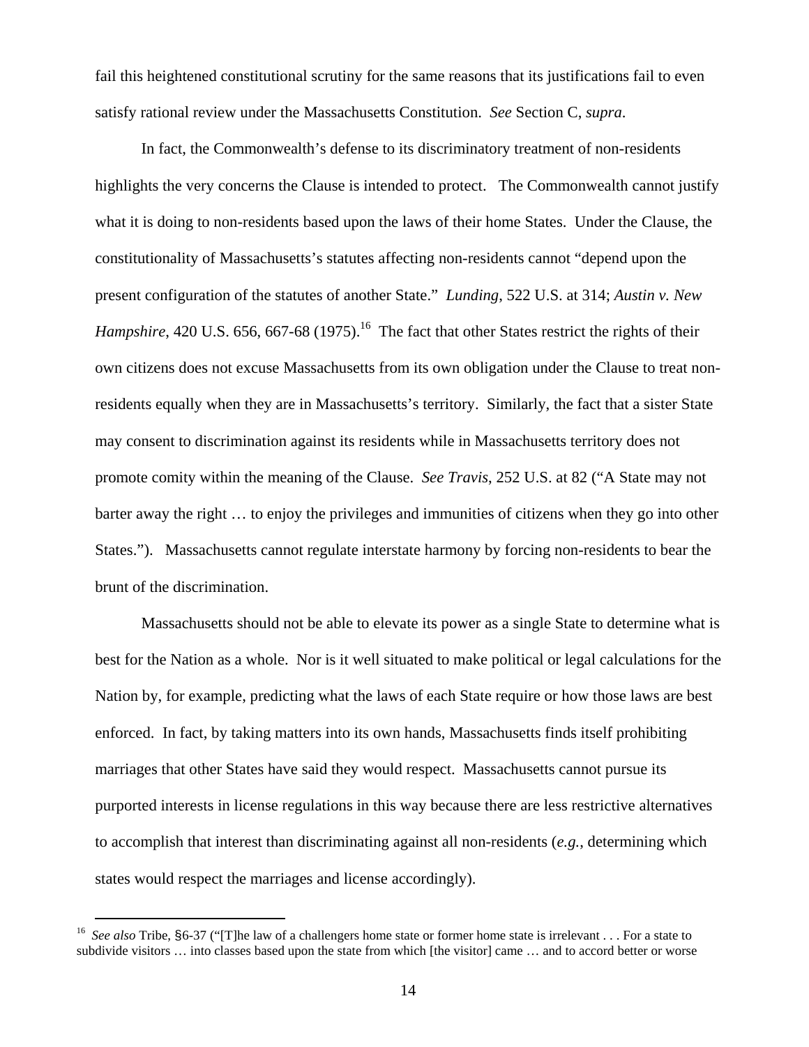fail this heightened constitutional scrutiny for the same reasons that its justifications fail to even satisfy rational review under the Massachusetts Constitution. *See* Section C, *supra*.

In fact, the Commonwealth's defense to its discriminatory treatment of non-residents highlights the very concerns the Clause is intended to protect. The Commonwealth cannot justify what it is doing to non-residents based upon the laws of their home States. Under the Clause, the constitutionality of Massachusetts's statutes affecting non-residents cannot "depend upon the present configuration of the statutes of another State." *Lunding*, 522 U.S. at 314; *Austin v. New Hampshire*, 420 U.S. 656, 667-68 (1975).[16] The fact that other States restrict the rights of their own citizens does not excuse Massachusetts from its own obligation under the Clause to treat non-residents equally when they are in Massachusetts's territory. Similarly, the fact that a sister State may consent to discrimination against its residents while in Massachusetts territory does not promote comity within the meaning of the Clause. *See Travis*, 252 U.S. at 82 ("A State may not barter away the right … to enjoy the privileges and immunities of citizens when they go into other States."). Massachusetts cannot regulate interstate harmony by forcing non-residents to bear the brunt of the discrimination.

Massachusetts should not be able to elevate its power as a single State to determine what is best for the Nation as a whole. Nor is it well situated to make political or legal calculations for the Nation by, for example, predicting what the laws of each State require or how those laws are best enforced. In fact, by taking matters into its own hands, Massachusetts finds itself prohibiting marriages that other States have said they would respect. Massachusetts cannot pursue its purported interests in license regulations in this way because there are less restrictive alternatives to accomplish that interest than discriminating against all non-residents (*e.g.*, determining which states would respect the marriages and license accordingly).

---

[16] *See also* Tribe, §6-37 ("[T]he law of a challengers home state or former home state is irrelevant . . . For a state to subdivide visitors … into classes based upon the state from which [the visitor] came … and to accord better or worse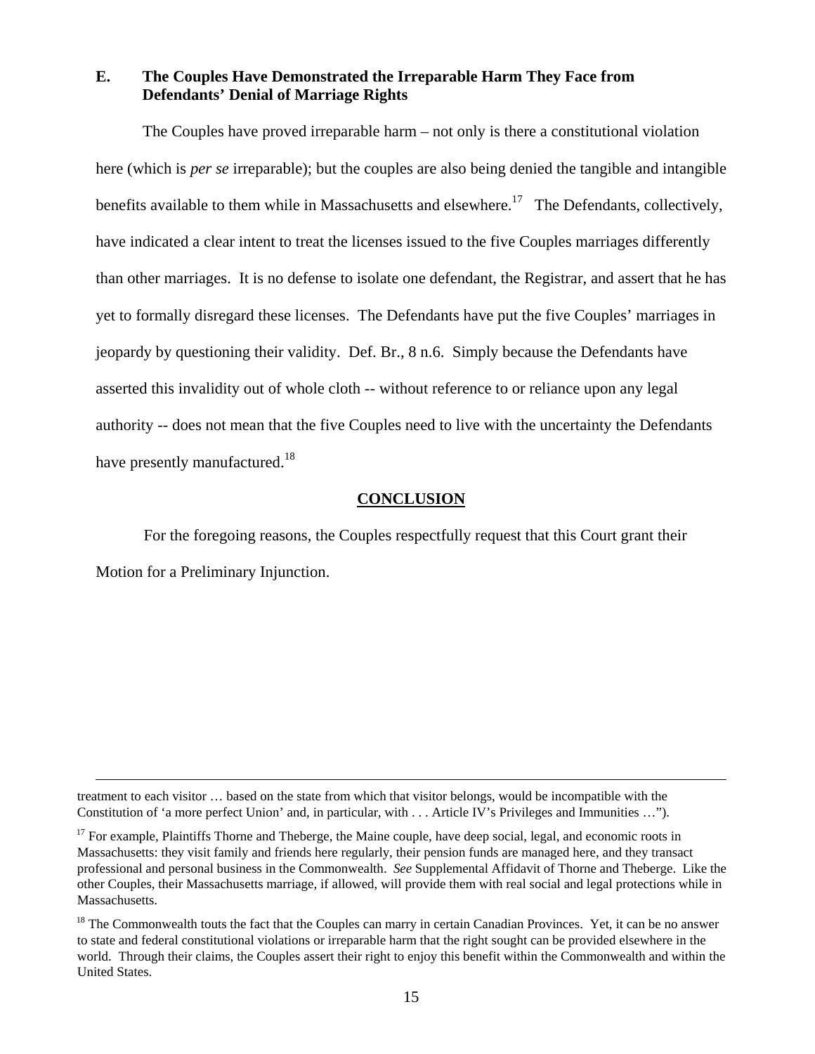### E. The Couples Have Demonstrated the Irreparable Harm They Face from Defendants' Denial of Marriage Rights

The Couples have proved irreparable harm – not only is there a constitutional violation here (which is *per se* irreparable); but the couples are also being denied the tangible and intangible benefits available to them while in Massachusetts and elsewhere.[17] The Defendants, collectively, have indicated a clear intent to treat the licenses issued to the five Couples marriages differently than other marriages. It is no defense to isolate one defendant, the Registrar, and assert that he has yet to formally disregard these licenses. The Defendants have put the five Couples' marriages in jeopardy by questioning their validity. Def. Br., 8 n.6. Simply because the Defendants have asserted this invalidity out of whole cloth -- without reference to or reliance upon any legal authority -- does not mean that the five Couples need to live with the uncertainty the Defendants have presently manufactured.[18]

## CONCLUSION

For the foregoing reasons, the Couples respectfully request that this Court grant their Motion for a Preliminary Injunction.

---

treatment to each visitor … based on the state from which that visitor belongs, would be incompatible with the Constitution of 'a more perfect Union' and, in particular, with . . . Article IV's Privileges and Immunities …").

[17] For example, Plaintiffs Thorne and Theberge, the Maine couple, have deep social, legal, and economic roots in Massachusetts: they visit family and friends here regularly, their pension funds are managed here, and they transact professional and personal business in the Commonwealth. *See* Supplemental Affidavit of Thorne and Theberge. Like the other Couples, their Massachusetts marriage, if allowed, will provide them with real social and legal protections while in Massachusetts.

[18] The Commonwealth touts the fact that the Couples can marry in certain Canadian Provinces. Yet, it can be no answer to state and federal constitutional violations or irreparable harm that the right sought can be provided elsewhere in the world. Through their claims, the Couples assert their right to enjoy this benefit within the Commonwealth and within the United States.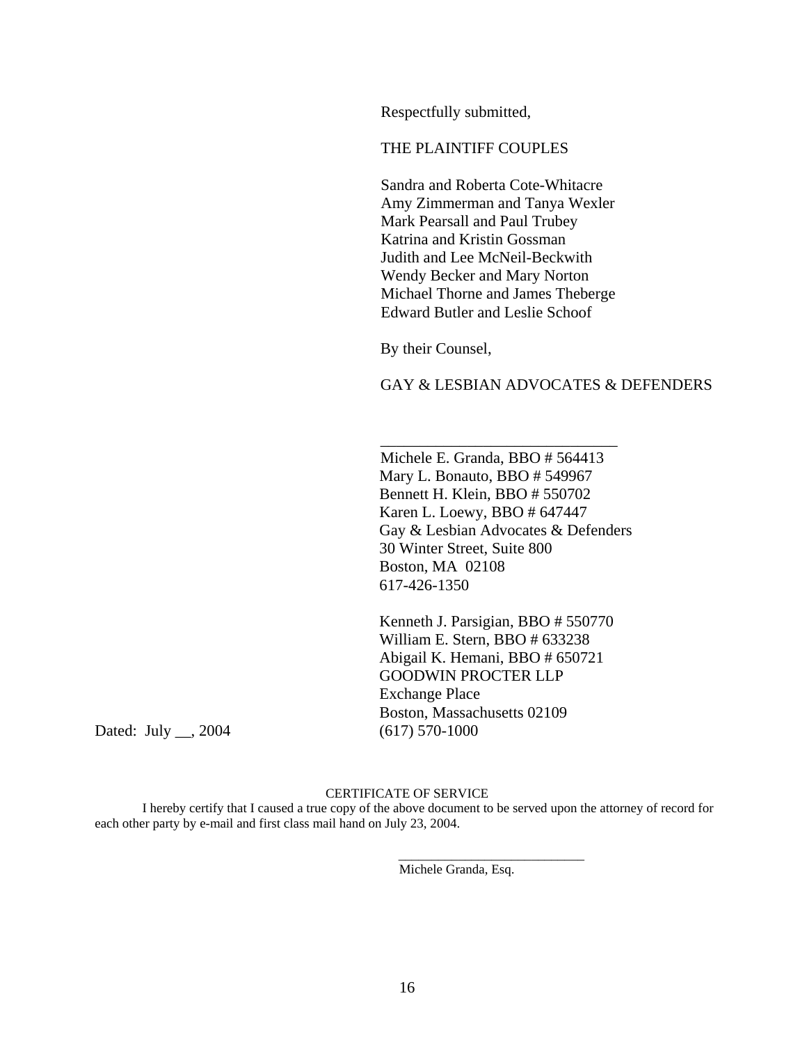Respectfully submitted,

THE PLAINTIFF COUPLES

Sandra and Roberta Cote-Whitacre
Amy Zimmerman and Tanya Wexler
Mark Pearsall and Paul Trubey
Katrina and Kristin Gossman
Judith and Lee McNeil-Beckwith
Wendy Becker and Mary Norton
Michael Thorne and James Theberge
Edward Butler and Leslie Schoof

By their Counsel,

GAY & LESBIAN ADVOCATES & DEFENDERS

\_\_\_\_\_\_\_\_\_\_\_\_\_\_\_\_\_\_\_\_\_\_\_\_\_\_\_\_\_\_
Michele E. Granda, BBO # 564413
Mary L. Bonauto, BBO # 549967
Bennett H. Klein, BBO # 550702
Karen L. Loewy, BBO # 647447
Gay & Lesbian Advocates & Defenders
30 Winter Street, Suite 800
Boston, MA 02108
617-426-1350

Kenneth J. Parsigian, BBO # 550770
William E. Stern, BBO # 633238
Abigail K. Hemani, BBO # 650721
GOODWIN PROCTER LLP
Exchange Place
Boston, Massachusetts 02109
(617) 570-1000

Dated: July __, 2004

CERTIFICATE OF SERVICE

I hereby certify that I caused a true copy of the above document to be served upon the attorney of record for each other party by e-mail and first class mail hand on July 23, 2004.

\_\_\_\_\_\_\_\_\_\_\_\_\_\_\_\_\_\_\_\_\_\_\_\_\_\_\_\_
Michele Granda, Esq.